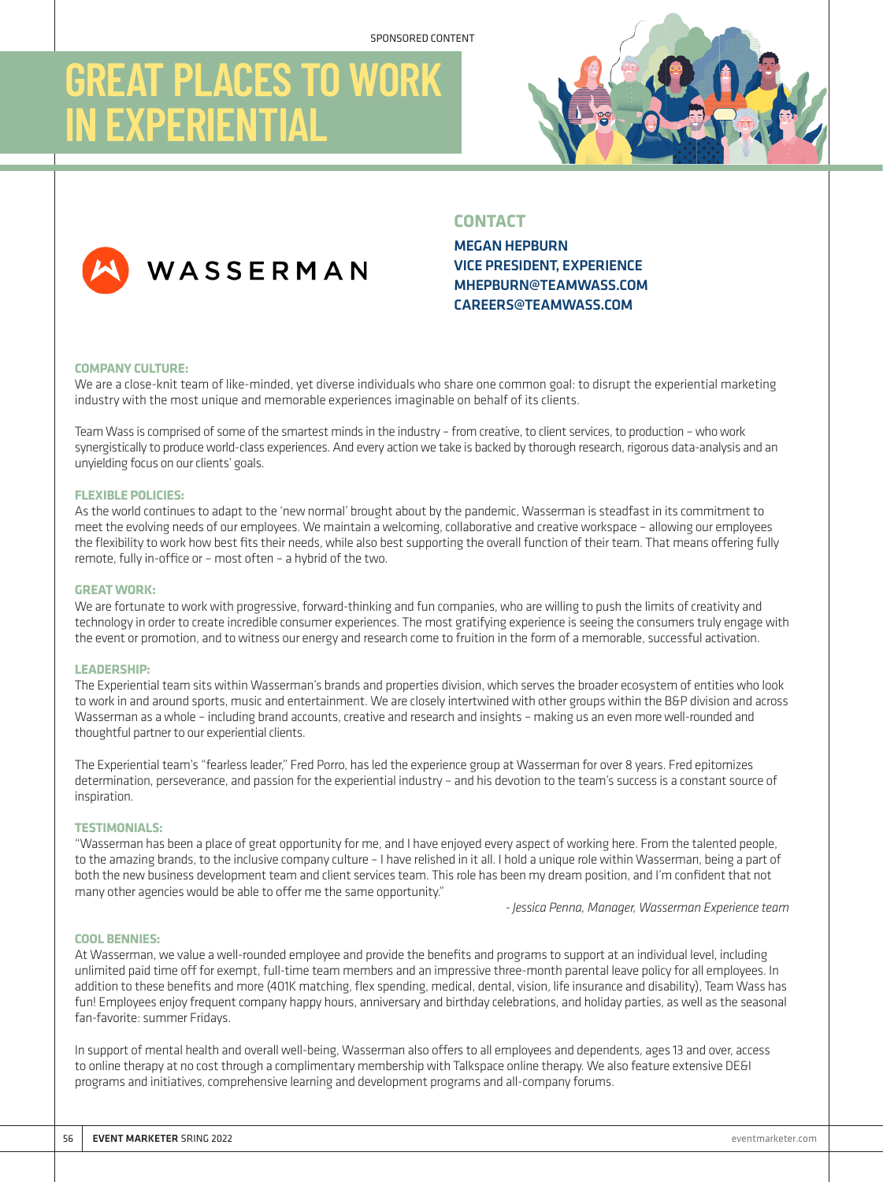SPONSORED CONTENT

# GREAT PLACES TO WORK IN EXPERIENTIAL

WASSERMAN

## CONTACT

**MEGAN HEPBURN**
**VICE PRESIDENT, EXPERIENCE**
**MHEPBURN@TEAMWASS.COM**
**CAREERS@TEAMWASS.COM**

### COMPANY CULTURE:

We are a close-knit team of like-minded, yet diverse individuals who share one common goal: to disrupt the experiential marketing industry with the most unique and memorable experiences imaginable on behalf of its clients.

Team Wass is comprised of some of the smartest minds in the industry – from creative, to client services, to production – who work synergistically to produce world-class experiences. And every action we take is backed by thorough research, rigorous data-analysis and an unyielding focus on our clients' goals.

### FLEXIBLE POLICIES:

As the world continues to adapt to the 'new normal' brought about by the pandemic, Wasserman is steadfast in its commitment to meet the evolving needs of our employees. We maintain a welcoming, collaborative and creative workspace – allowing our employees the flexibility to work how best fits their needs, while also best supporting the overall function of their team. That means offering fully remote, fully in-office or – most often – a hybrid of the two.

### GREAT WORK:

We are fortunate to work with progressive, forward-thinking and fun companies, who are willing to push the limits of creativity and technology in order to create incredible consumer experiences. The most gratifying experience is seeing the consumers truly engage with the event or promotion, and to witness our energy and research come to fruition in the form of a memorable, successful activation.

### LEADERSHIP:

The Experiential team sits within Wasserman's brands and properties division, which serves the broader ecosystem of entities who look to work in and around sports, music and entertainment. We are closely intertwined with other groups within the B&P division and across Wasserman as a whole – including brand accounts, creative and research and insights – making us an even more well-rounded and thoughtful partner to our experiential clients.

The Experiential team's "fearless leader," Fred Porro, has led the experience group at Wasserman for over 8 years. Fred epitomizes determination, perseverance, and passion for the experiential industry – and his devotion to the team's success is a constant source of inspiration.

### TESTIMONIALS:

"Wasserman has been a place of great opportunity for me, and I have enjoyed every aspect of working here. From the talented people, to the amazing brands, to the inclusive company culture – I have relished in it all. I hold a unique role within Wasserman, being a part of both the new business development team and client services team. This role has been my dream position, and I'm confident that not many other agencies would be able to offer me the same opportunity."

*- Jessica Penna, Manager, Wasserman Experience team*

### COOL BENNIES:

At Wasserman, we value a well-rounded employee and provide the benefits and programs to support at an individual level, including unlimited paid time off for exempt, full-time team members and an impressive three-month parental leave policy for all employees. In addition to these benefits and more (401K matching, flex spending, medical, dental, vision, life insurance and disability), Team Wass has fun! Employees enjoy frequent company happy hours, anniversary and birthday celebrations, and holiday parties, as well as the seasonal fan-favorite: summer Fridays.

In support of mental health and overall well-being, Wasserman also offers to all employees and dependents, ages 13 and over, access to online therapy at no cost through a complimentary membership with Talkspace online therapy. We also feature extensive DE&I programs and initiatives, comprehensive learning and development programs and all-company forums.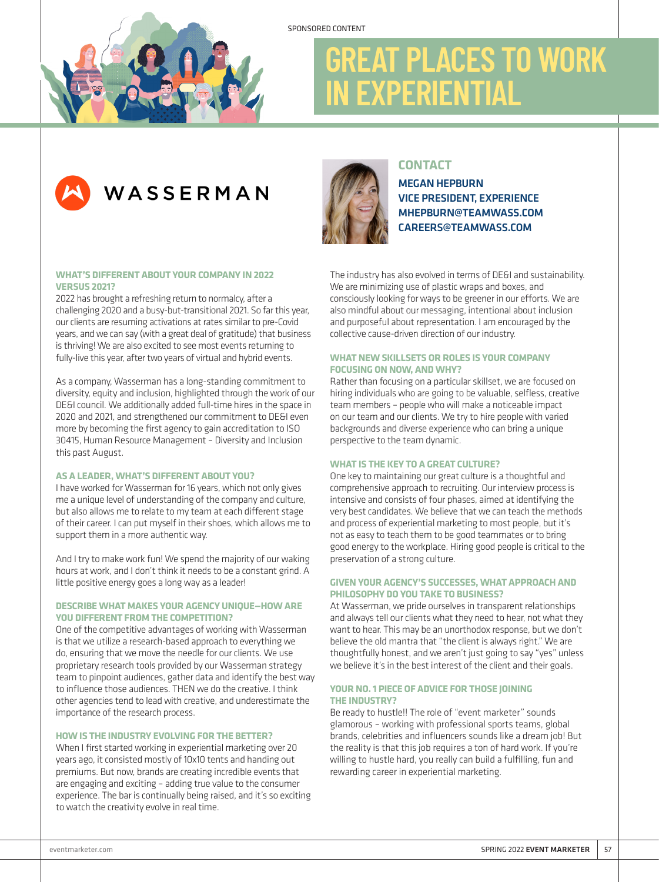SPONSORED CONTENT

# GREAT PLACES TO WORK IN EXPERIENTIAL

## WASSERMAN

### CONTACT

**MEGAN HEPBURN**
**VICE PRESIDENT, EXPERIENCE**
**MHEPBURN@TEAMWASS.COM**
**CAREERS@TEAMWASS.COM**

#### WHAT'S DIFFERENT ABOUT YOUR COMPANY IN 2022 VERSUS 2021?

2022 has brought a refreshing return to normalcy, after a challenging 2020 and a busy-but-transitional 2021. So far this year, our clients are resuming activations at rates similar to pre-Covid years, and we can say (with a great deal of gratitude) that business is thriving! We are also excited to see most events returning to fully-live this year, after two years of virtual and hybrid events.

As a company, Wasserman has a long-standing commitment to diversity, equity and inclusion, highlighted through the work of our DE&I council. We additionally added full-time hires in the space in 2020 and 2021, and strengthened our commitment to DE&I even more by becoming the first agency to gain accreditation to ISO 30415, Human Resource Management – Diversity and Inclusion this past August.

#### AS A LEADER, WHAT'S DIFFERENT ABOUT YOU?

I have worked for Wasserman for 16 years, which not only gives me a unique level of understanding of the company and culture, but also allows me to relate to my team at each different stage of their career. I can put myself in their shoes, which allows me to support them in a more authentic way.

And I try to make work fun! We spend the majority of our waking hours at work, and I don't think it needs to be a constant grind. A little positive energy goes a long way as a leader!

#### DESCRIBE WHAT MAKES YOUR AGENCY UNIQUE—HOW ARE YOU DIFFERENT FROM THE COMPETITION?

One of the competitive advantages of working with Wasserman is that we utilize a research-based approach to everything we do, ensuring that we move the needle for our clients. We use proprietary research tools provided by our Wasserman strategy team to pinpoint audiences, gather data and identify the best way to influence those audiences. THEN we do the creative. I think other agencies tend to lead with creative, and underestimate the importance of the research process.

#### HOW IS THE INDUSTRY EVOLVING FOR THE BETTER?

When I first started working in experiential marketing over 20 years ago, it consisted mostly of 10x10 tents and handing out premiums. But now, brands are creating incredible events that are engaging and exciting – adding true value to the consumer experience. The bar is continually being raised, and it's so exciting to watch the creativity evolve in real time.

The industry has also evolved in terms of DE&I and sustainability. We are minimizing use of plastic wraps and boxes, and consciously looking for ways to be greener in our efforts. We are also mindful about our messaging, intentional about inclusion and purposeful about representation. I am encouraged by the collective cause-driven direction of our industry.

#### WHAT NEW SKILLSETS OR ROLES IS YOUR COMPANY FOCUSING ON NOW, AND WHY?

Rather than focusing on a particular skillset, we are focused on hiring individuals who are going to be valuable, selfless, creative team members – people who will make a noticeable impact on our team and our clients. We try to hire people with varied backgrounds and diverse experience who can bring a unique perspective to the team dynamic.

#### WHAT IS THE KEY TO A GREAT CULTURE?

One key to maintaining our great culture is a thoughtful and comprehensive approach to recruiting. Our interview process is intensive and consists of four phases, aimed at identifying the very best candidates. We believe that we can teach the methods and process of experiential marketing to most people, but it's not as easy to teach them to be good teammates or to bring good energy to the workplace. Hiring good people is critical to the preservation of a strong culture.

#### GIVEN YOUR AGENCY'S SUCCESSES, WHAT APPROACH AND PHILOSOPHY DO YOU TAKE TO BUSINESS?

At Wasserman, we pride ourselves in transparent relationships and always tell our clients what they need to hear, not what they want to hear. This may be an unorthodox response, but we don't believe the old mantra that "the client is always right." We are thoughtfully honest, and we aren't just going to say "yes" unless we believe it's in the best interest of the client and their goals.

#### YOUR NO. 1 PIECE OF ADVICE FOR THOSE JOINING THE INDUSTRY?

Be ready to hustle!! The role of "event marketer" sounds glamorous – working with professional sports teams, global brands, celebrities and influencers sounds like a dream job! But the reality is that this job requires a ton of hard work. If you're willing to hustle hard, you really can build a fulfilling, fun and rewarding career in experiential marketing.